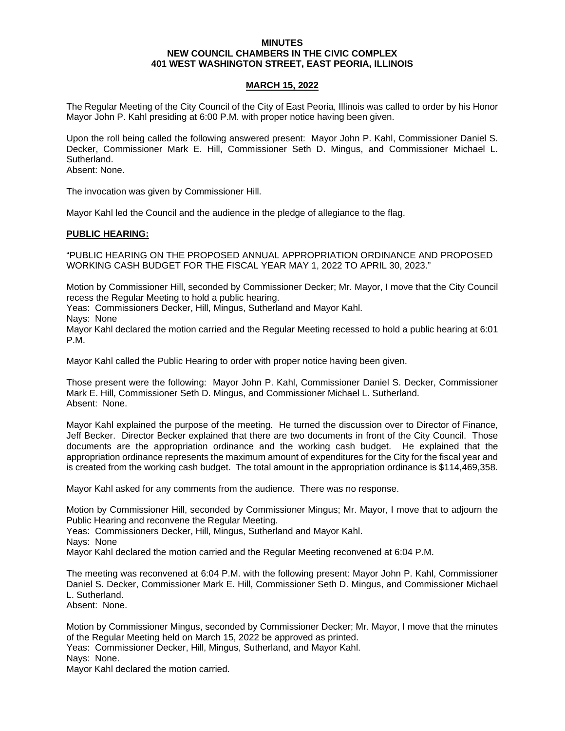**MINUTES**
**NEW COUNCIL CHAMBERS IN THE CIVIC COMPLEX**
**401 WEST WASHINGTON STREET, EAST PEORIA, ILLINOIS**

**MARCH 15, 2022**

The Regular Meeting of the City Council of the City of East Peoria, Illinois was called to order by his Honor Mayor John P. Kahl presiding at 6:00 P.M. with proper notice having been given.

Upon the roll being called the following answered present: Mayor John P. Kahl, Commissioner Daniel S. Decker, Commissioner Mark E. Hill, Commissioner Seth D. Mingus, and Commissioner Michael L. Sutherland.
Absent: None.

The invocation was given by Commissioner Hill.

Mayor Kahl led the Council and the audience in the pledge of allegiance to the flag.

**PUBLIC HEARING:**

"PUBLIC HEARING ON THE PROPOSED ANNUAL APPROPRIATION ORDINANCE AND PROPOSED WORKING CASH BUDGET FOR THE FISCAL YEAR MAY 1, 2022 TO APRIL 30, 2023."

Motion by Commissioner Hill, seconded by Commissioner Decker; Mr. Mayor, I move that the City Council recess the Regular Meeting to hold a public hearing.
Yeas: Commissioners Decker, Hill, Mingus, Sutherland and Mayor Kahl.
Nays: None
Mayor Kahl declared the motion carried and the Regular Meeting recessed to hold a public hearing at 6:01 P.M.

Mayor Kahl called the Public Hearing to order with proper notice having been given.

Those present were the following: Mayor John P. Kahl, Commissioner Daniel S. Decker, Commissioner Mark E. Hill, Commissioner Seth D. Mingus, and Commissioner Michael L. Sutherland.
Absent: None.

Mayor Kahl explained the purpose of the meeting. He turned the discussion over to Director of Finance, Jeff Becker. Director Becker explained that there are two documents in front of the City Council. Those documents are the appropriation ordinance and the working cash budget. He explained that the appropriation ordinance represents the maximum amount of expenditures for the City for the fiscal year and is created from the working cash budget. The total amount in the appropriation ordinance is $114,469,358.

Mayor Kahl asked for any comments from the audience. There was no response.

Motion by Commissioner Hill, seconded by Commissioner Mingus; Mr. Mayor, I move that to adjourn the Public Hearing and reconvene the Regular Meeting.
Yeas: Commissioners Decker, Hill, Mingus, Sutherland and Mayor Kahl.
Nays: None
Mayor Kahl declared the motion carried and the Regular Meeting reconvened at 6:04 P.M.

The meeting was reconvened at 6:04 P.M. with the following present: Mayor John P. Kahl, Commissioner Daniel S. Decker, Commissioner Mark E. Hill, Commissioner Seth D. Mingus, and Commissioner Michael L. Sutherland.
Absent: None.

Motion by Commissioner Mingus, seconded by Commissioner Decker; Mr. Mayor, I move that the minutes of the Regular Meeting held on March 15, 2022 be approved as printed.
Yeas: Commissioner Decker, Hill, Mingus, Sutherland, and Mayor Kahl.
Nays: None.
Mayor Kahl declared the motion carried.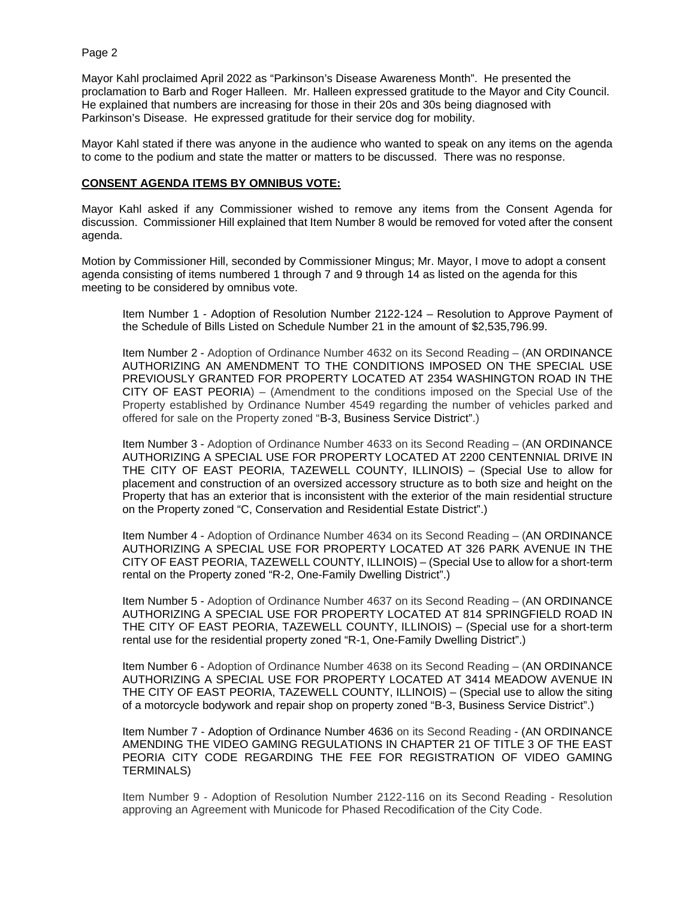Mayor Kahl proclaimed April 2022 as "Parkinson's Disease Awareness Month". He presented the proclamation to Barb and Roger Halleen. Mr. Halleen expressed gratitude to the Mayor and City Council. He explained that numbers are increasing for those in their 20s and 30s being diagnosed with Parkinson's Disease. He expressed gratitude for their service dog for mobility.

Mayor Kahl stated if there was anyone in the audience who wanted to speak on any items on the agenda to come to the podium and state the matter or matters to be discussed. There was no response.

**CONSENT AGENDA ITEMS BY OMNIBUS VOTE:**

Mayor Kahl asked if any Commissioner wished to remove any items from the Consent Agenda for discussion. Commissioner Hill explained that Item Number 8 would be removed for voted after the consent agenda.

Motion by Commissioner Hill, seconded by Commissioner Mingus; Mr. Mayor, I move to adopt a consent agenda consisting of items numbered 1 through 7 and 9 through 14 as listed on the agenda for this meeting to be considered by omnibus vote.

Item Number 1 - Adoption of Resolution Number 2122-124 – Resolution to Approve Payment of the Schedule of Bills Listed on Schedule Number 21 in the amount of $2,535,796.99.

Item Number 2 - Adoption of Ordinance Number 4632 on its Second Reading – (AN ORDINANCE AUTHORIZING AN AMENDMENT TO THE CONDITIONS IMPOSED ON THE SPECIAL USE PREVIOUSLY GRANTED FOR PROPERTY LOCATED AT 2354 WASHINGTON ROAD IN THE CITY OF EAST PEORIA) – (Amendment to the conditions imposed on the Special Use of the Property established by Ordinance Number 4549 regarding the number of vehicles parked and offered for sale on the Property zoned "B-3, Business Service District".)

Item Number 3 - Adoption of Ordinance Number 4633 on its Second Reading – (AN ORDINANCE AUTHORIZING A SPECIAL USE FOR PROPERTY LOCATED AT 2200 CENTENNIAL DRIVE IN THE CITY OF EAST PEORIA, TAZEWELL COUNTY, ILLINOIS) – (Special Use to allow for placement and construction of an oversized accessory structure as to both size and height on the Property that has an exterior that is inconsistent with the exterior of the main residential structure on the Property zoned "C, Conservation and Residential Estate District".)

Item Number 4 - Adoption of Ordinance Number 4634 on its Second Reading – (AN ORDINANCE AUTHORIZING A SPECIAL USE FOR PROPERTY LOCATED AT 326 PARK AVENUE IN THE CITY OF EAST PEORIA, TAZEWELL COUNTY, ILLINOIS) – (Special Use to allow for a short-term rental on the Property zoned "R-2, One-Family Dwelling District".)

Item Number 5 - Adoption of Ordinance Number 4637 on its Second Reading – (AN ORDINANCE AUTHORIZING A SPECIAL USE FOR PROPERTY LOCATED AT 814 SPRINGFIELD ROAD IN THE CITY OF EAST PEORIA, TAZEWELL COUNTY, ILLINOIS) – (Special use for a short-term rental use for the residential property zoned "R-1, One-Family Dwelling District".)

Item Number 6 - Adoption of Ordinance Number 4638 on its Second Reading – (AN ORDINANCE AUTHORIZING A SPECIAL USE FOR PROPERTY LOCATED AT 3414 MEADOW AVENUE IN THE CITY OF EAST PEORIA, TAZEWELL COUNTY, ILLINOIS) – (Special use to allow the siting of a motorcycle bodywork and repair shop on property zoned "B-3, Business Service District".)

Item Number 7 - Adoption of Ordinance Number 4636 on its Second Reading - (AN ORDINANCE AMENDING THE VIDEO GAMING REGULATIONS IN CHAPTER 21 OF TITLE 3 OF THE EAST PEORIA CITY CODE REGARDING THE FEE FOR REGISTRATION OF VIDEO GAMING TERMINALS)

Item Number 9 - Adoption of Resolution Number 2122-116 on its Second Reading - Resolution approving an Agreement with Municode for Phased Recodification of the City Code.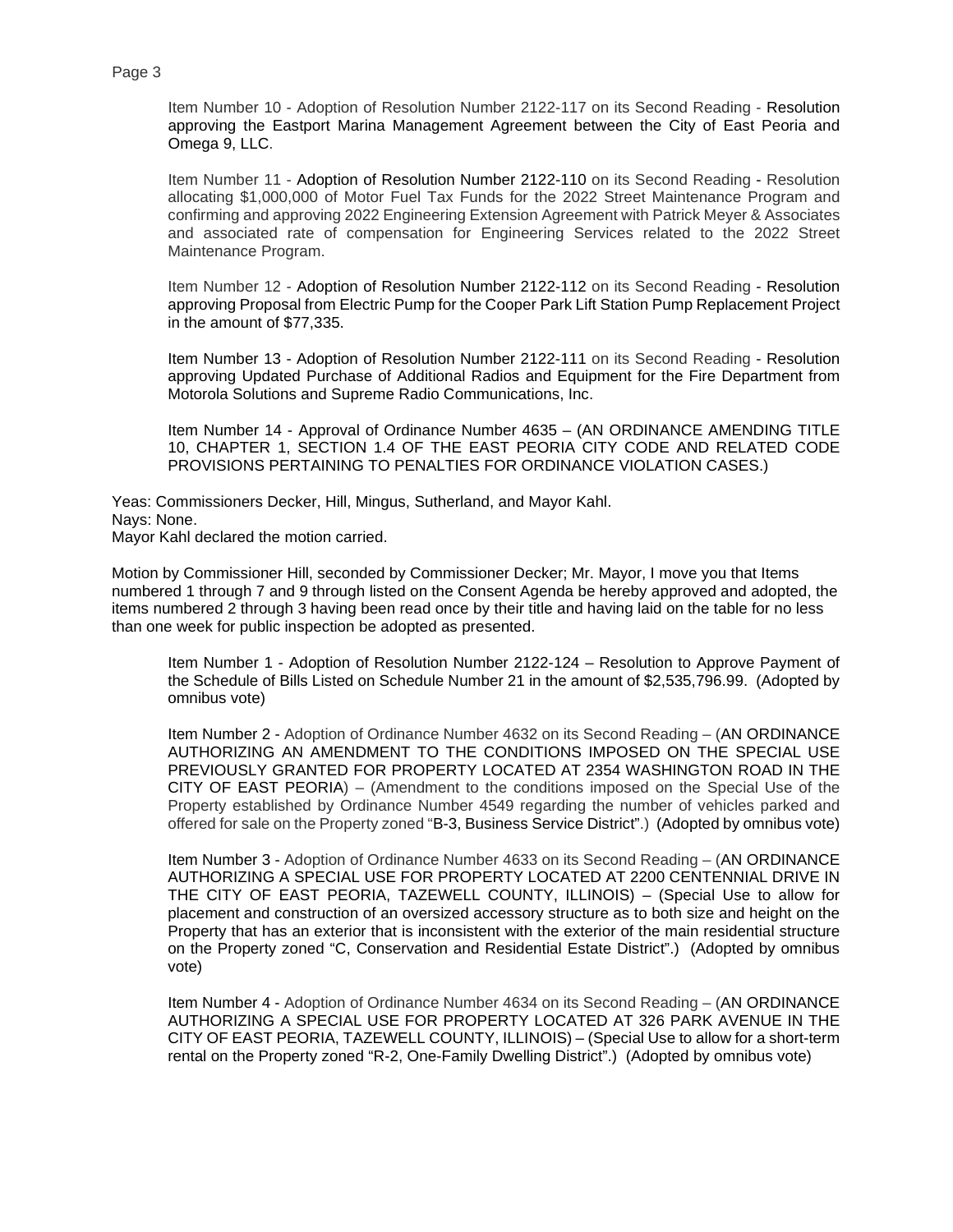Item Number 10 - Adoption of Resolution Number 2122-117 on its Second Reading - Resolution approving the Eastport Marina Management Agreement between the City of East Peoria and Omega 9, LLC.

Item Number 11 - Adoption of Resolution Number 2122-110 on its Second Reading - Resolution allocating $1,000,000 of Motor Fuel Tax Funds for the 2022 Street Maintenance Program and confirming and approving 2022 Engineering Extension Agreement with Patrick Meyer & Associates and associated rate of compensation for Engineering Services related to the 2022 Street Maintenance Program.

Item Number 12 - Adoption of Resolution Number 2122-112 on its Second Reading - Resolution approving Proposal from Electric Pump for the Cooper Park Lift Station Pump Replacement Project in the amount of $77,335.

Item Number 13 - Adoption of Resolution Number 2122-111 on its Second Reading - Resolution approving Updated Purchase of Additional Radios and Equipment for the Fire Department from Motorola Solutions and Supreme Radio Communications, Inc.

Item Number 14 - Approval of Ordinance Number 4635 – (AN ORDINANCE AMENDING TITLE 10, CHAPTER 1, SECTION 1.4 OF THE EAST PEORIA CITY CODE AND RELATED CODE PROVISIONS PERTAINING TO PENALTIES FOR ORDINANCE VIOLATION CASES.)

Yeas: Commissioners Decker, Hill, Mingus, Sutherland, and Mayor Kahl.
Nays: None.
Mayor Kahl declared the motion carried.

Motion by Commissioner Hill, seconded by Commissioner Decker; Mr. Mayor, I move you that Items numbered 1 through 7 and 9 through listed on the Consent Agenda be hereby approved and adopted, the items numbered 2 through 3 having been read once by their title and having laid on the table for no less than one week for public inspection be adopted as presented.

Item Number 1 - Adoption of Resolution Number 2122-124 – Resolution to Approve Payment of the Schedule of Bills Listed on Schedule Number 21 in the amount of $2,535,796.99. (Adopted by omnibus vote)

Item Number 2 - Adoption of Ordinance Number 4632 on its Second Reading – (AN ORDINANCE AUTHORIZING AN AMENDMENT TO THE CONDITIONS IMPOSED ON THE SPECIAL USE PREVIOUSLY GRANTED FOR PROPERTY LOCATED AT 2354 WASHINGTON ROAD IN THE CITY OF EAST PEORIA) – (Amendment to the conditions imposed on the Special Use of the Property established by Ordinance Number 4549 regarding the number of vehicles parked and offered for sale on the Property zoned "B-3, Business Service District".) (Adopted by omnibus vote)

Item Number 3 - Adoption of Ordinance Number 4633 on its Second Reading – (AN ORDINANCE AUTHORIZING A SPECIAL USE FOR PROPERTY LOCATED AT 2200 CENTENNIAL DRIVE IN THE CITY OF EAST PEORIA, TAZEWELL COUNTY, ILLINOIS) – (Special Use to allow for placement and construction of an oversized accessory structure as to both size and height on the Property that has an exterior that is inconsistent with the exterior of the main residential structure on the Property zoned "C, Conservation and Residential Estate District".) (Adopted by omnibus vote)

Item Number 4 - Adoption of Ordinance Number 4634 on its Second Reading – (AN ORDINANCE AUTHORIZING A SPECIAL USE FOR PROPERTY LOCATED AT 326 PARK AVENUE IN THE CITY OF EAST PEORIA, TAZEWELL COUNTY, ILLINOIS) – (Special Use to allow for a short-term rental on the Property zoned "R-2, One-Family Dwelling District".) (Adopted by omnibus vote)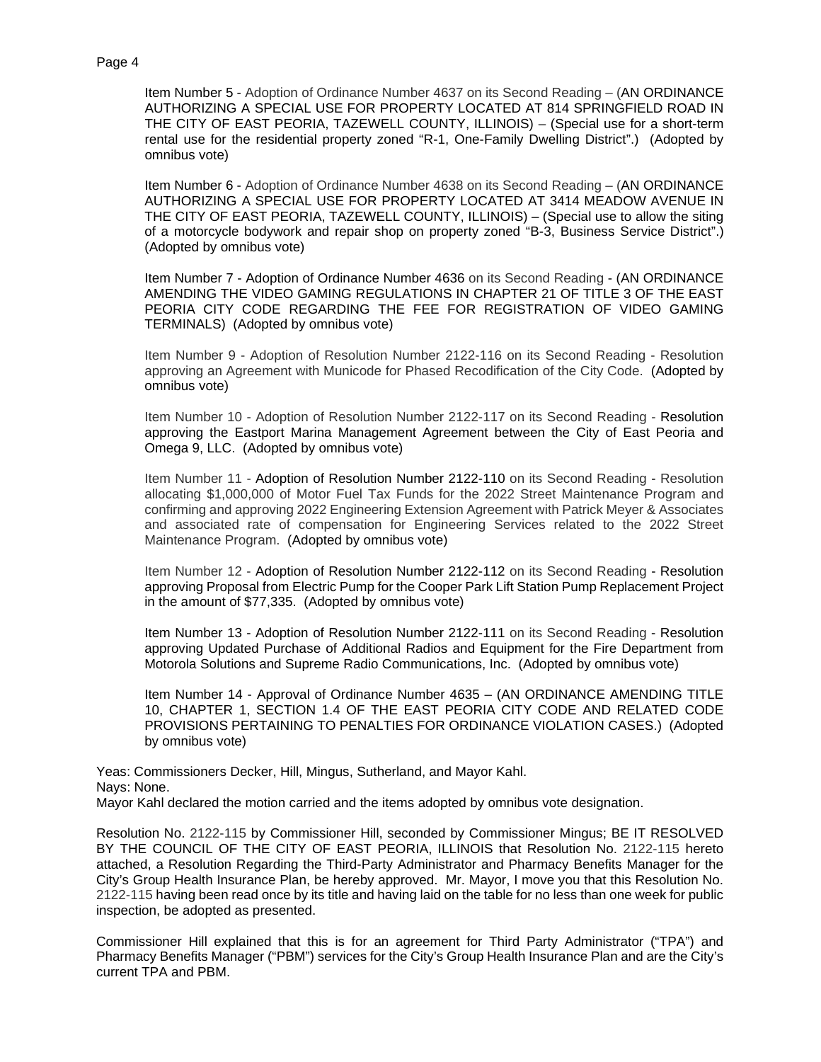Item Number 5 - Adoption of Ordinance Number 4637 on its Second Reading – (AN ORDINANCE AUTHORIZING A SPECIAL USE FOR PROPERTY LOCATED AT 814 SPRINGFIELD ROAD IN THE CITY OF EAST PEORIA, TAZEWELL COUNTY, ILLINOIS) – (Special use for a short-term rental use for the residential property zoned "R-1, One-Family Dwelling District".) (Adopted by omnibus vote)

Item Number 6 - Adoption of Ordinance Number 4638 on its Second Reading – (AN ORDINANCE AUTHORIZING A SPECIAL USE FOR PROPERTY LOCATED AT 3414 MEADOW AVENUE IN THE CITY OF EAST PEORIA, TAZEWELL COUNTY, ILLINOIS) – (Special use to allow the siting of a motorcycle bodywork and repair shop on property zoned "B-3, Business Service District".) (Adopted by omnibus vote)

Item Number 7 - Adoption of Ordinance Number 4636 on its Second Reading - (AN ORDINANCE AMENDING THE VIDEO GAMING REGULATIONS IN CHAPTER 21 OF TITLE 3 OF THE EAST PEORIA CITY CODE REGARDING THE FEE FOR REGISTRATION OF VIDEO GAMING TERMINALS) (Adopted by omnibus vote)

Item Number 9 - Adoption of Resolution Number 2122-116 on its Second Reading - Resolution approving an Agreement with Municode for Phased Recodification of the City Code. (Adopted by omnibus vote)

Item Number 10 - Adoption of Resolution Number 2122-117 on its Second Reading - Resolution approving the Eastport Marina Management Agreement between the City of East Peoria and Omega 9, LLC. (Adopted by omnibus vote)

Item Number 11 - Adoption of Resolution Number 2122-110 on its Second Reading - Resolution allocating $1,000,000 of Motor Fuel Tax Funds for the 2022 Street Maintenance Program and confirming and approving 2022 Engineering Extension Agreement with Patrick Meyer & Associates and associated rate of compensation for Engineering Services related to the 2022 Street Maintenance Program. (Adopted by omnibus vote)

Item Number 12 - Adoption of Resolution Number 2122-112 on its Second Reading - Resolution approving Proposal from Electric Pump for the Cooper Park Lift Station Pump Replacement Project in the amount of $77,335. (Adopted by omnibus vote)

Item Number 13 - Adoption of Resolution Number 2122-111 on its Second Reading - Resolution approving Updated Purchase of Additional Radios and Equipment for the Fire Department from Motorola Solutions and Supreme Radio Communications, Inc. (Adopted by omnibus vote)

Item Number 14 - Approval of Ordinance Number 4635 – (AN ORDINANCE AMENDING TITLE 10, CHAPTER 1, SECTION 1.4 OF THE EAST PEORIA CITY CODE AND RELATED CODE PROVISIONS PERTAINING TO PENALTIES FOR ORDINANCE VIOLATION CASES.) (Adopted by omnibus vote)

Yeas: Commissioners Decker, Hill, Mingus, Sutherland, and Mayor Kahl.
Nays: None.
Mayor Kahl declared the motion carried and the items adopted by omnibus vote designation.

Resolution No. 2122-115 by Commissioner Hill, seconded by Commissioner Mingus; BE IT RESOLVED BY THE COUNCIL OF THE CITY OF EAST PEORIA, ILLINOIS that Resolution No. 2122-115 hereto attached, a Resolution Regarding the Third-Party Administrator and Pharmacy Benefits Manager for the City's Group Health Insurance Plan, be hereby approved. Mr. Mayor, I move you that this Resolution No. 2122-115 having been read once by its title and having laid on the table for no less than one week for public inspection, be adopted as presented.

Commissioner Hill explained that this is for an agreement for Third Party Administrator ("TPA") and Pharmacy Benefits Manager ("PBM") services for the City's Group Health Insurance Plan and are the City's current TPA and PBM.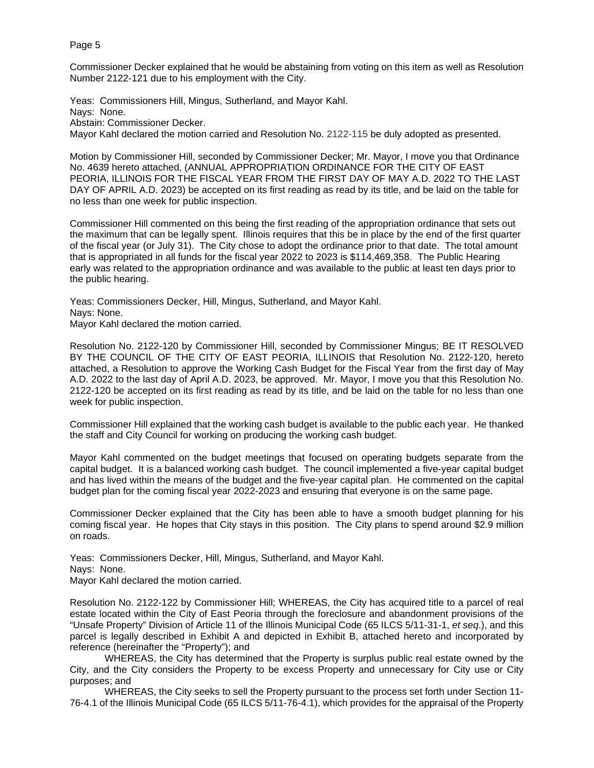Commissioner Decker explained that he would be abstaining from voting on this item as well as Resolution Number 2122-121 due to his employment with the City.

Yeas: Commissioners Hill, Mingus, Sutherland, and Mayor Kahl.
Nays: None.
Abstain: Commissioner Decker.
Mayor Kahl declared the motion carried and Resolution No. 2122-115 be duly adopted as presented.

Motion by Commissioner Hill, seconded by Commissioner Decker; Mr. Mayor, I move you that Ordinance No. 4639 hereto attached, (ANNUAL APPROPRIATION ORDINANCE FOR THE CITY OF EAST PEORIA, ILLINOIS FOR THE FISCAL YEAR FROM THE FIRST DAY OF MAY A.D. 2022 TO THE LAST DAY OF APRIL A.D. 2023) be accepted on its first reading as read by its title, and be laid on the table for no less than one week for public inspection.

Commissioner Hill commented on this being the first reading of the appropriation ordinance that sets out the maximum that can be legally spent. Illinois requires that this be in place by the end of the first quarter of the fiscal year (or July 31). The City chose to adopt the ordinance prior to that date. The total amount that is appropriated in all funds for the fiscal year 2022 to 2023 is $114,469,358. The Public Hearing early was related to the appropriation ordinance and was available to the public at least ten days prior to the public hearing.

Yeas: Commissioners Decker, Hill, Mingus, Sutherland, and Mayor Kahl.
Nays: None.
Mayor Kahl declared the motion carried.

Resolution No. 2122-120 by Commissioner Hill, seconded by Commissioner Mingus; BE IT RESOLVED BY THE COUNCIL OF THE CITY OF EAST PEORIA, ILLINOIS that Resolution No. 2122-120, hereto attached, a Resolution to approve the Working Cash Budget for the Fiscal Year from the first day of May A.D. 2022 to the last day of April A.D. 2023, be approved. Mr. Mayor, I move you that this Resolution No. 2122-120 be accepted on its first reading as read by its title, and be laid on the table for no less than one week for public inspection.

Commissioner Hill explained that the working cash budget is available to the public each year. He thanked the staff and City Council for working on producing the working cash budget.

Mayor Kahl commented on the budget meetings that focused on operating budgets separate from the capital budget. It is a balanced working cash budget. The council implemented a five-year capital budget and has lived within the means of the budget and the five-year capital plan. He commented on the capital budget plan for the coming fiscal year 2022-2023 and ensuring that everyone is on the same page.

Commissioner Decker explained that the City has been able to have a smooth budget planning for his coming fiscal year. He hopes that City stays in this position. The City plans to spend around $2.9 million on roads.

Yeas: Commissioners Decker, Hill, Mingus, Sutherland, and Mayor Kahl.
Nays: None.
Mayor Kahl declared the motion carried.

Resolution No. 2122-122 by Commissioner Hill; WHEREAS, the City has acquired title to a parcel of real estate located within the City of East Peoria through the foreclosure and abandonment provisions of the "Unsafe Property" Division of Article 11 of the Illinois Municipal Code (65 ILCS 5/11-31-1, *et seq.*), and this parcel is legally described in Exhibit A and depicted in Exhibit B, attached hereto and incorporated by reference (hereinafter the "Property"); and

WHEREAS, the City has determined that the Property is surplus public real estate owned by the City, and the City considers the Property to be excess Property and unnecessary for City use or City purposes; and

WHEREAS, the City seeks to sell the Property pursuant to the process set forth under Section 11-76-4.1 of the Illinois Municipal Code (65 ILCS 5/11-76-4.1), which provides for the appraisal of the Property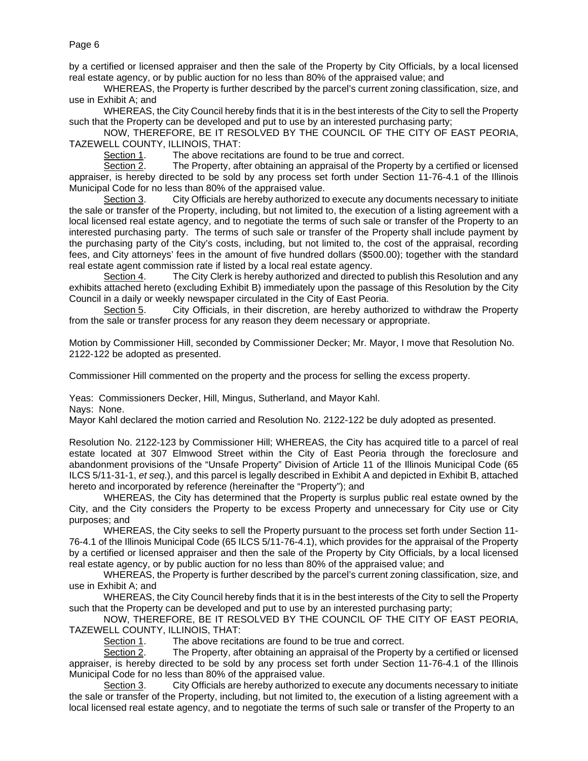by a certified or licensed appraiser and then the sale of the Property by City Officials, by a local licensed real estate agency, or by public auction for no less than 80% of the appraised value; and

WHEREAS, the Property is further described by the parcel's current zoning classification, size, and use in Exhibit A; and

WHEREAS, the City Council hereby finds that it is in the best interests of the City to sell the Property such that the Property can be developed and put to use by an interested purchasing party;

NOW, THEREFORE, BE IT RESOLVED BY THE COUNCIL OF THE CITY OF EAST PEORIA, TAZEWELL COUNTY, ILLINOIS, THAT:

Section 1. The above recitations are found to be true and correct.

Section 2. The Property, after obtaining an appraisal of the Property by a certified or licensed appraiser, is hereby directed to be sold by any process set forth under Section 11-76-4.1 of the Illinois Municipal Code for no less than 80% of the appraised value.

Section 3. City Officials are hereby authorized to execute any documents necessary to initiate the sale or transfer of the Property, including, but not limited to, the execution of a listing agreement with a local licensed real estate agency, and to negotiate the terms of such sale or transfer of the Property to an interested purchasing party. The terms of such sale or transfer of the Property shall include payment by the purchasing party of the City's costs, including, but not limited to, the cost of the appraisal, recording fees, and City attorneys' fees in the amount of five hundred dollars ($500.00); together with the standard real estate agent commission rate if listed by a local real estate agency.

Section 4. The City Clerk is hereby authorized and directed to publish this Resolution and any exhibits attached hereto (excluding Exhibit B) immediately upon the passage of this Resolution by the City Council in a daily or weekly newspaper circulated in the City of East Peoria.

Section 5. City Officials, in their discretion, are hereby authorized to withdraw the Property from the sale or transfer process for any reason they deem necessary or appropriate.

Motion by Commissioner Hill, seconded by Commissioner Decker; Mr. Mayor, I move that Resolution No. 2122-122 be adopted as presented.

Commissioner Hill commented on the property and the process for selling the excess property.

Yeas: Commissioners Decker, Hill, Mingus, Sutherland, and Mayor Kahl.
Nays: None.
Mayor Kahl declared the motion carried and Resolution No. 2122-122 be duly adopted as presented.

Resolution No. 2122-123 by Commissioner Hill; WHEREAS, the City has acquired title to a parcel of real estate located at 307 Elmwood Street within the City of East Peoria through the foreclosure and abandonment provisions of the "Unsafe Property" Division of Article 11 of the Illinois Municipal Code (65 ILCS 5/11-31-1, *et seq.*), and this parcel is legally described in Exhibit A and depicted in Exhibit B, attached hereto and incorporated by reference (hereinafter the "Property"); and

WHEREAS, the City has determined that the Property is surplus public real estate owned by the City, and the City considers the Property to be excess Property and unnecessary for City use or City purposes; and

WHEREAS, the City seeks to sell the Property pursuant to the process set forth under Section 11-76-4.1 of the Illinois Municipal Code (65 ILCS 5/11-76-4.1), which provides for the appraisal of the Property by a certified or licensed appraiser and then the sale of the Property by City Officials, by a local licensed real estate agency, or by public auction for no less than 80% of the appraised value; and

WHEREAS, the Property is further described by the parcel's current zoning classification, size, and use in Exhibit A; and

WHEREAS, the City Council hereby finds that it is in the best interests of the City to sell the Property such that the Property can be developed and put to use by an interested purchasing party;

NOW, THEREFORE, BE IT RESOLVED BY THE COUNCIL OF THE CITY OF EAST PEORIA, TAZEWELL COUNTY, ILLINOIS, THAT:

Section 1. The above recitations are found to be true and correct.

Section 2. The Property, after obtaining an appraisal of the Property by a certified or licensed appraiser, is hereby directed to be sold by any process set forth under Section 11-76-4.1 of the Illinois Municipal Code for no less than 80% of the appraised value.

Section 3. City Officials are hereby authorized to execute any documents necessary to initiate the sale or transfer of the Property, including, but not limited to, the execution of a listing agreement with a local licensed real estate agency, and to negotiate the terms of such sale or transfer of the Property to an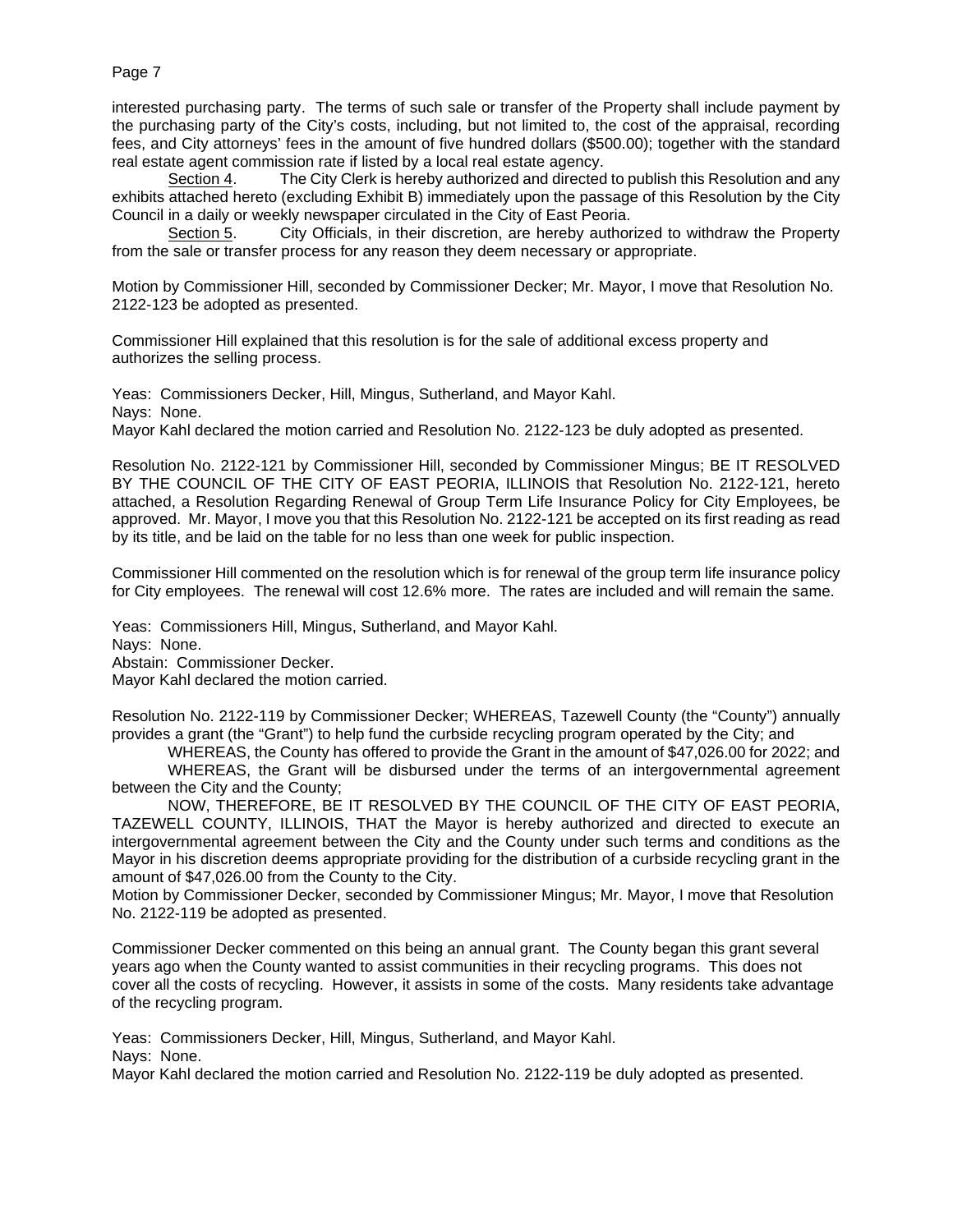interested purchasing party. The terms of such sale or transfer of the Property shall include payment by the purchasing party of the City's costs, including, but not limited to, the cost of the appraisal, recording fees, and City attorneys' fees in the amount of five hundred dollars ($500.00); together with the standard real estate agent commission rate if listed by a local real estate agency.

Section 4. The City Clerk is hereby authorized and directed to publish this Resolution and any exhibits attached hereto (excluding Exhibit B) immediately upon the passage of this Resolution by the City Council in a daily or weekly newspaper circulated in the City of East Peoria.

Section 5. City Officials, in their discretion, are hereby authorized to withdraw the Property from the sale or transfer process for any reason they deem necessary or appropriate.

Motion by Commissioner Hill, seconded by Commissioner Decker; Mr. Mayor, I move that Resolution No. 2122-123 be adopted as presented.

Commissioner Hill explained that this resolution is for the sale of additional excess property and authorizes the selling process.

Yeas: Commissioners Decker, Hill, Mingus, Sutherland, and Mayor Kahl.
Nays: None.
Mayor Kahl declared the motion carried and Resolution No. 2122-123 be duly adopted as presented.

Resolution No. 2122-121 by Commissioner Hill, seconded by Commissioner Mingus; BE IT RESOLVED BY THE COUNCIL OF THE CITY OF EAST PEORIA, ILLINOIS that Resolution No. 2122-121, hereto attached, a Resolution Regarding Renewal of Group Term Life Insurance Policy for City Employees, be approved. Mr. Mayor, I move you that this Resolution No. 2122-121 be accepted on its first reading as read by its title, and be laid on the table for no less than one week for public inspection.

Commissioner Hill commented on the resolution which is for renewal of the group term life insurance policy for City employees. The renewal will cost 12.6% more. The rates are included and will remain the same.

Yeas: Commissioners Hill, Mingus, Sutherland, and Mayor Kahl.
Nays: None.
Abstain: Commissioner Decker.
Mayor Kahl declared the motion carried.

Resolution No. 2122-119 by Commissioner Decker; WHEREAS, Tazewell County (the "County") annually provides a grant (the "Grant") to help fund the curbside recycling program operated by the City; and

WHEREAS, the County has offered to provide the Grant in the amount of $47,026.00 for 2022; and

WHEREAS, the Grant will be disbursed under the terms of an intergovernmental agreement between the City and the County;

NOW, THEREFORE, BE IT RESOLVED BY THE COUNCIL OF THE CITY OF EAST PEORIA, TAZEWELL COUNTY, ILLINOIS, THAT the Mayor is hereby authorized and directed to execute an intergovernmental agreement between the City and the County under such terms and conditions as the Mayor in his discretion deems appropriate providing for the distribution of a curbside recycling grant in the amount of $47,026.00 from the County to the City.

Motion by Commissioner Decker, seconded by Commissioner Mingus; Mr. Mayor, I move that Resolution No. 2122-119 be adopted as presented.

Commissioner Decker commented on this being an annual grant. The County began this grant several years ago when the County wanted to assist communities in their recycling programs. This does not cover all the costs of recycling. However, it assists in some of the costs. Many residents take advantage of the recycling program.

Yeas: Commissioners Decker, Hill, Mingus, Sutherland, and Mayor Kahl.
Nays: None.
Mayor Kahl declared the motion carried and Resolution No. 2122-119 be duly adopted as presented.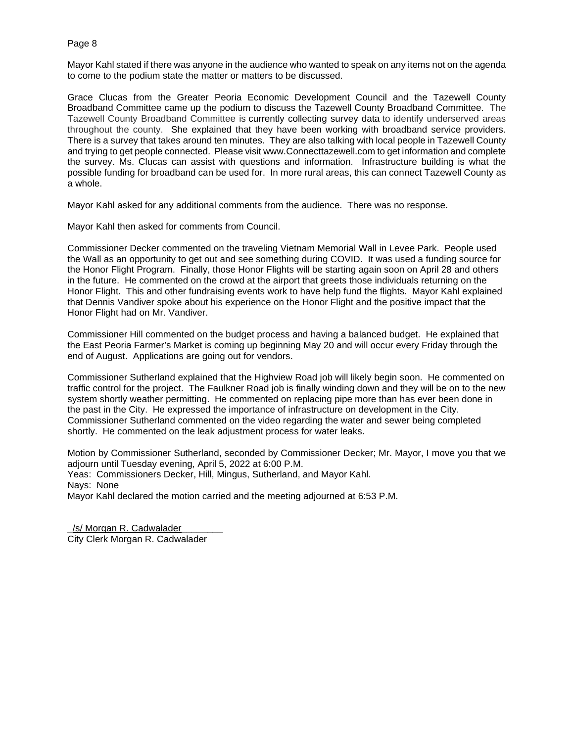Mayor Kahl stated if there was anyone in the audience who wanted to speak on any items not on the agenda to come to the podium state the matter or matters to be discussed.

Grace Clucas from the Greater Peoria Economic Development Council and the Tazewell County Broadband Committee came up the podium to discuss the Tazewell County Broadband Committee. The Tazewell County Broadband Committee is currently collecting survey data to identify underserved areas throughout the county. She explained that they have been working with broadband service providers. There is a survey that takes around ten minutes. They are also talking with local people in Tazewell County and trying to get people connected. Please visit www.Connecttazewell.com to get information and complete the survey. Ms. Clucas can assist with questions and information. Infrastructure building is what the possible funding for broadband can be used for. In more rural areas, this can connect Tazewell County as a whole.

Mayor Kahl asked for any additional comments from the audience. There was no response.

Mayor Kahl then asked for comments from Council.

Commissioner Decker commented on the traveling Vietnam Memorial Wall in Levee Park. People used the Wall as an opportunity to get out and see something during COVID. It was used a funding source for the Honor Flight Program. Finally, those Honor Flights will be starting again soon on April 28 and others in the future. He commented on the crowd at the airport that greets those individuals returning on the Honor Flight. This and other fundraising events work to have help fund the flights. Mayor Kahl explained that Dennis Vandiver spoke about his experience on the Honor Flight and the positive impact that the Honor Flight had on Mr. Vandiver.

Commissioner Hill commented on the budget process and having a balanced budget. He explained that the East Peoria Farmer's Market is coming up beginning May 20 and will occur every Friday through the end of August. Applications are going out for vendors.

Commissioner Sutherland explained that the Highview Road job will likely begin soon. He commented on traffic control for the project. The Faulkner Road job is finally winding down and they will be on to the new system shortly weather permitting. He commented on replacing pipe more than has ever been done in the past in the City. He expressed the importance of infrastructure on development in the City. Commissioner Sutherland commented on the video regarding the water and sewer being completed shortly. He commented on the leak adjustment process for water leaks.

Motion by Commissioner Sutherland, seconded by Commissioner Decker; Mr. Mayor, I move you that we adjourn until Tuesday evening, April 5, 2022 at 6:00 P.M.
Yeas: Commissioners Decker, Hill, Mingus, Sutherland, and Mayor Kahl.
Nays: None
Mayor Kahl declared the motion carried and the meeting adjourned at 6:53 P.M.

/s/ Morgan R. Cadwalader
City Clerk Morgan R. Cadwalader